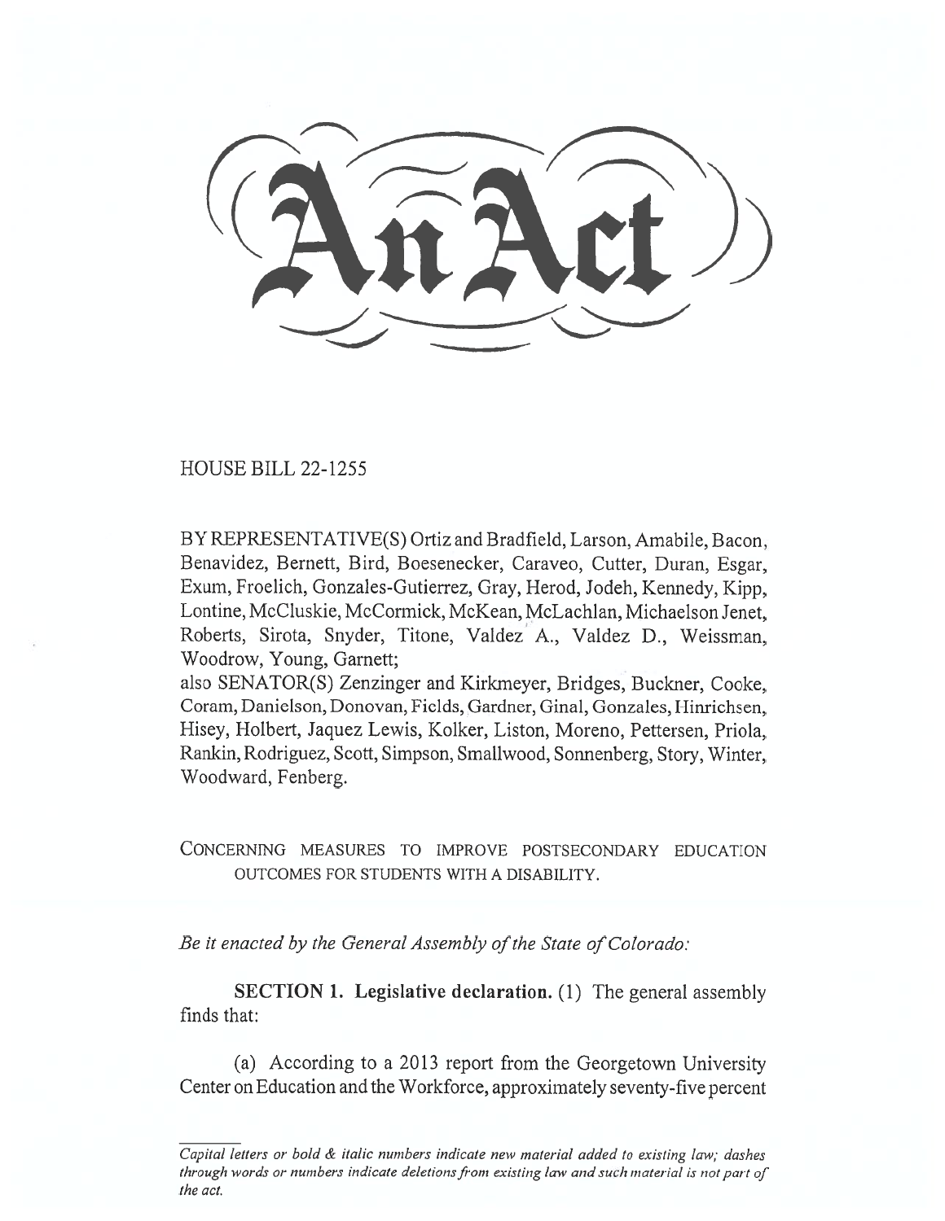# An Act

HOUSE BILL 22-1255

BY REPRESENTATIVE(S) Ortiz and Bradfield, Larson, Amabile, Bacon, Benavidez, Bernett, Bird, Boesenecker, Caraveo, Cutter, Duran, Esgar, Exum, Froelich, Gonzales-Gutierrez, Gray, Herod, Jodeh, Kennedy, Kipp, Lontine, McCluskie, McCormick, McKean, McLachlan, Michaelson Jenet, Roberts, Sirota, Snyder, Titone, Valdez A., Valdez D., Weissman, Woodrow, Young, Garnett;
also SENATOR(S) Zenzinger and Kirkmeyer, Bridges, Buckner, Cooke, Coram, Danielson, Donovan, Fields, Gardner, Ginal, Gonzales, Hinrichsen, Hisey, Holbert, Jaquez Lewis, Kolker, Liston, Moreno, Pettersen, Priola, Rankin, Rodriguez, Scott, Simpson, Smallwood, Sonnenberg, Story, Winter, Woodward, Fenberg.

CONCERNING MEASURES TO IMPROVE POSTSECONDARY EDUCATION OUTCOMES FOR STUDENTS WITH A DISABILITY.

*Be it enacted by the General Assembly of the State of Colorado:*

**SECTION 1. Legislative declaration.** (1) The general assembly finds that:

(a) According to a 2013 report from the Georgetown University Center on Education and the Workforce, approximately seventy-five percent

---

*Capital letters or bold & italic numbers indicate new material added to existing law; dashes through words or numbers indicate deletions from existing law and such material is not part of the act.*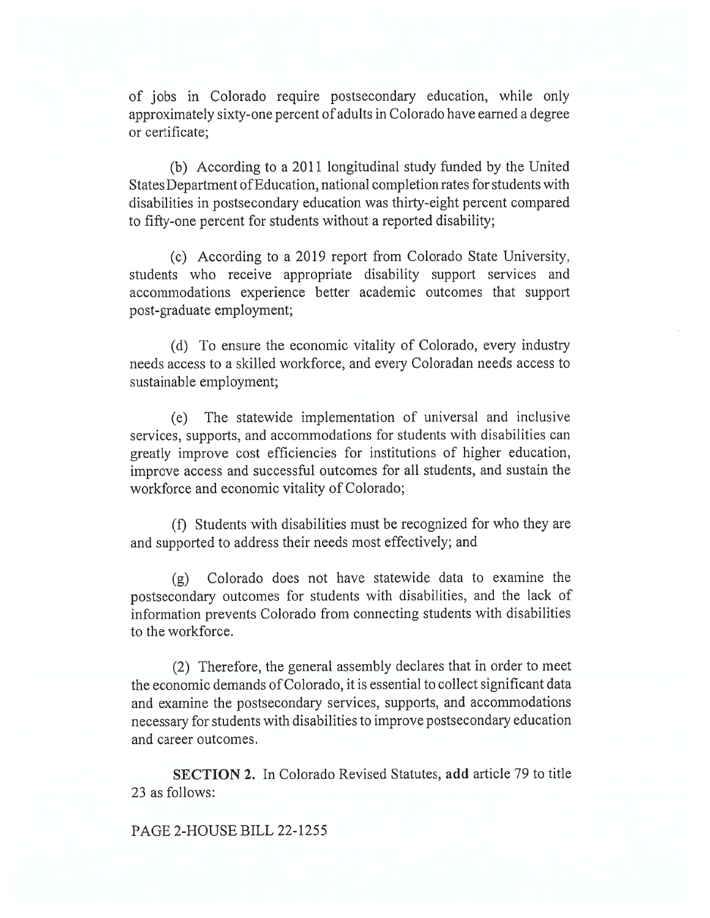of jobs in Colorado require postsecondary education, while only approximately sixty-one percent of adults in Colorado have earned a degree or certificate;

(b) According to a 2011 longitudinal study funded by the United States Department of Education, national completion rates for students with disabilities in postsecondary education was thirty-eight percent compared to fifty-one percent for students without a reported disability;

(c) According to a 2019 report from Colorado State University, students who receive appropriate disability support services and accommodations experience better academic outcomes that support post-graduate employment;

(d) To ensure the economic vitality of Colorado, every industry needs access to a skilled workforce, and every Coloradan needs access to sustainable employment;

(e) The statewide implementation of universal and inclusive services, supports, and accommodations for students with disabilities can greatly improve cost efficiencies for institutions of higher education, improve access and successful outcomes for all students, and sustain the workforce and economic vitality of Colorado;

(f) Students with disabilities must be recognized for who they are and supported to address their needs most effectively; and

(g) Colorado does not have statewide data to examine the postsecondary outcomes for students with disabilities, and the lack of information prevents Colorado from connecting students with disabilities to the workforce.

(2) Therefore, the general assembly declares that in order to meet the economic demands of Colorado, it is essential to collect significant data and examine the postsecondary services, supports, and accommodations necessary for students with disabilities to improve postsecondary education and career outcomes.

**SECTION 2.** In Colorado Revised Statutes, **add** article 79 to title 23 as follows: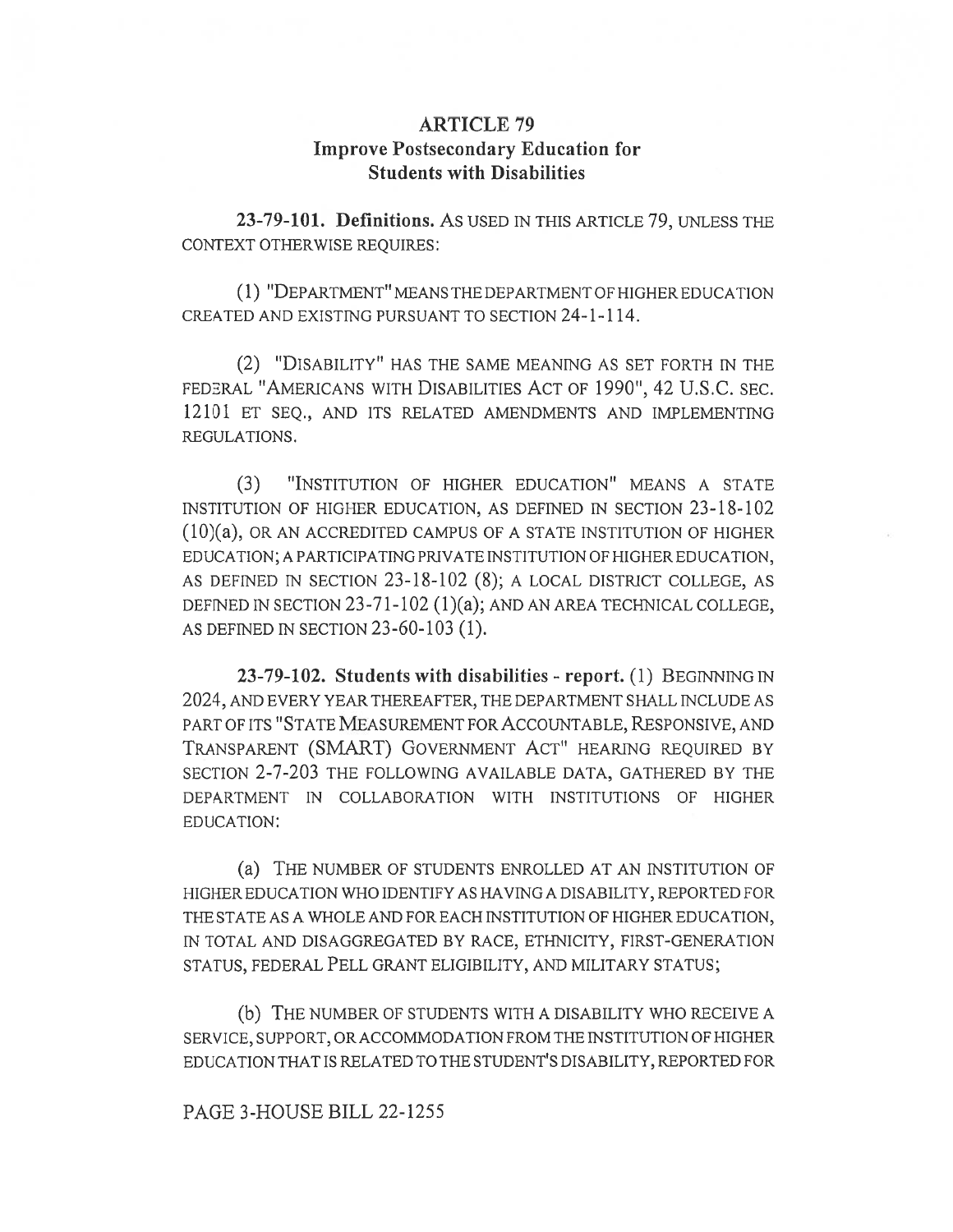## ARTICLE 79
## Improve Postsecondary Education for Students with Disabilities

**23-79-101. Definitions.** AS USED IN THIS ARTICLE 79, UNLESS THE CONTEXT OTHERWISE REQUIRES:

(1) "DEPARTMENT" MEANS THE DEPARTMENT OF HIGHER EDUCATION CREATED AND EXISTING PURSUANT TO SECTION 24-1-114.

(2) "DISABILITY" HAS THE SAME MEANING AS SET FORTH IN THE FEDERAL "AMERICANS WITH DISABILITIES ACT OF 1990", 42 U.S.C. SEC. 12101 ET SEQ., AND ITS RELATED AMENDMENTS AND IMPLEMENTING REGULATIONS.

(3) "INSTITUTION OF HIGHER EDUCATION" MEANS A STATE INSTITUTION OF HIGHER EDUCATION, AS DEFINED IN SECTION 23-18-102 (10)(a), OR AN ACCREDITED CAMPUS OF A STATE INSTITUTION OF HIGHER EDUCATION; A PARTICIPATING PRIVATE INSTITUTION OF HIGHER EDUCATION, AS DEFINED IN SECTION 23-18-102 (8); A LOCAL DISTRICT COLLEGE, AS DEFINED IN SECTION 23-71-102 (1)(a); AND AN AREA TECHNICAL COLLEGE, AS DEFINED IN SECTION 23-60-103 (1).

**23-79-102. Students with disabilities - report.** (1) BEGINNING IN 2024, AND EVERY YEAR THEREAFTER, THE DEPARTMENT SHALL INCLUDE AS PART OF ITS "STATE MEASUREMENT FOR ACCOUNTABLE, RESPONSIVE, AND TRANSPARENT (SMART) GOVERNMENT ACT" HEARING REQUIRED BY SECTION 2-7-203 THE FOLLOWING AVAILABLE DATA, GATHERED BY THE DEPARTMENT IN COLLABORATION WITH INSTITUTIONS OF HIGHER EDUCATION:

(a) THE NUMBER OF STUDENTS ENROLLED AT AN INSTITUTION OF HIGHER EDUCATION WHO IDENTIFY AS HAVING A DISABILITY, REPORTED FOR THE STATE AS A WHOLE AND FOR EACH INSTITUTION OF HIGHER EDUCATION, IN TOTAL AND DISAGGREGATED BY RACE, ETHNICITY, FIRST-GENERATION STATUS, FEDERAL PELL GRANT ELIGIBILITY, AND MILITARY STATUS;

(b) THE NUMBER OF STUDENTS WITH A DISABILITY WHO RECEIVE A SERVICE, SUPPORT, OR ACCOMMODATION FROM THE INSTITUTION OF HIGHER EDUCATION THAT IS RELATED TO THE STUDENT'S DISABILITY, REPORTED FOR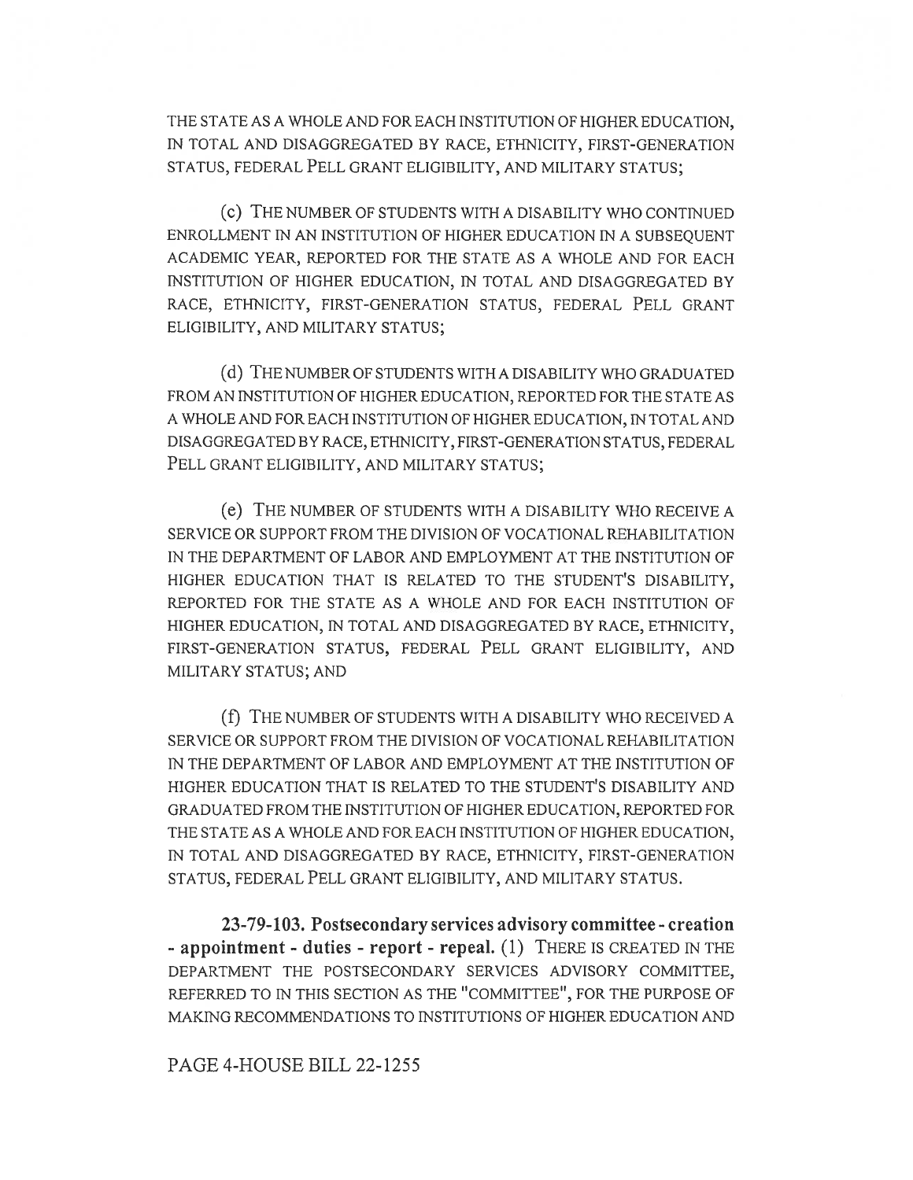THE STATE AS A WHOLE AND FOR EACH INSTITUTION OF HIGHER EDUCATION, IN TOTAL AND DISAGGREGATED BY RACE, ETHNICITY, FIRST-GENERATION STATUS, FEDERAL PELL GRANT ELIGIBILITY, AND MILITARY STATUS;

(c) THE NUMBER OF STUDENTS WITH A DISABILITY WHO CONTINUED ENROLLMENT IN AN INSTITUTION OF HIGHER EDUCATION IN A SUBSEQUENT ACADEMIC YEAR, REPORTED FOR THE STATE AS A WHOLE AND FOR EACH INSTITUTION OF HIGHER EDUCATION, IN TOTAL AND DISAGGREGATED BY RACE, ETHNICITY, FIRST-GENERATION STATUS, FEDERAL PELL GRANT ELIGIBILITY, AND MILITARY STATUS;

(d) THE NUMBER OF STUDENTS WITH A DISABILITY WHO GRADUATED FROM AN INSTITUTION OF HIGHER EDUCATION, REPORTED FOR THE STATE AS A WHOLE AND FOR EACH INSTITUTION OF HIGHER EDUCATION, IN TOTAL AND DISAGGREGATED BY RACE, ETHNICITY, FIRST-GENERATION STATUS, FEDERAL PELL GRANT ELIGIBILITY, AND MILITARY STATUS;

(e) THE NUMBER OF STUDENTS WITH A DISABILITY WHO RECEIVE A SERVICE OR SUPPORT FROM THE DIVISION OF VOCATIONAL REHABILITATION IN THE DEPARTMENT OF LABOR AND EMPLOYMENT AT THE INSTITUTION OF HIGHER EDUCATION THAT IS RELATED TO THE STUDENT'S DISABILITY, REPORTED FOR THE STATE AS A WHOLE AND FOR EACH INSTITUTION OF HIGHER EDUCATION, IN TOTAL AND DISAGGREGATED BY RACE, ETHNICITY, FIRST-GENERATION STATUS, FEDERAL PELL GRANT ELIGIBILITY, AND MILITARY STATUS; AND

(f) THE NUMBER OF STUDENTS WITH A DISABILITY WHO RECEIVED A SERVICE OR SUPPORT FROM THE DIVISION OF VOCATIONAL REHABILITATION IN THE DEPARTMENT OF LABOR AND EMPLOYMENT AT THE INSTITUTION OF HIGHER EDUCATION THAT IS RELATED TO THE STUDENT'S DISABILITY AND GRADUATED FROM THE INSTITUTION OF HIGHER EDUCATION, REPORTED FOR THE STATE AS A WHOLE AND FOR EACH INSTITUTION OF HIGHER EDUCATION, IN TOTAL AND DISAGGREGATED BY RACE, ETHNICITY, FIRST-GENERATION STATUS, FEDERAL PELL GRANT ELIGIBILITY, AND MILITARY STATUS.

**23-79-103. Postsecondary services advisory committee - creation - appointment - duties - report - repeal.** (1) THERE IS CREATED IN THE DEPARTMENT THE POSTSECONDARY SERVICES ADVISORY COMMITTEE, REFERRED TO IN THIS SECTION AS THE "COMMITTEE", FOR THE PURPOSE OF MAKING RECOMMENDATIONS TO INSTITUTIONS OF HIGHER EDUCATION AND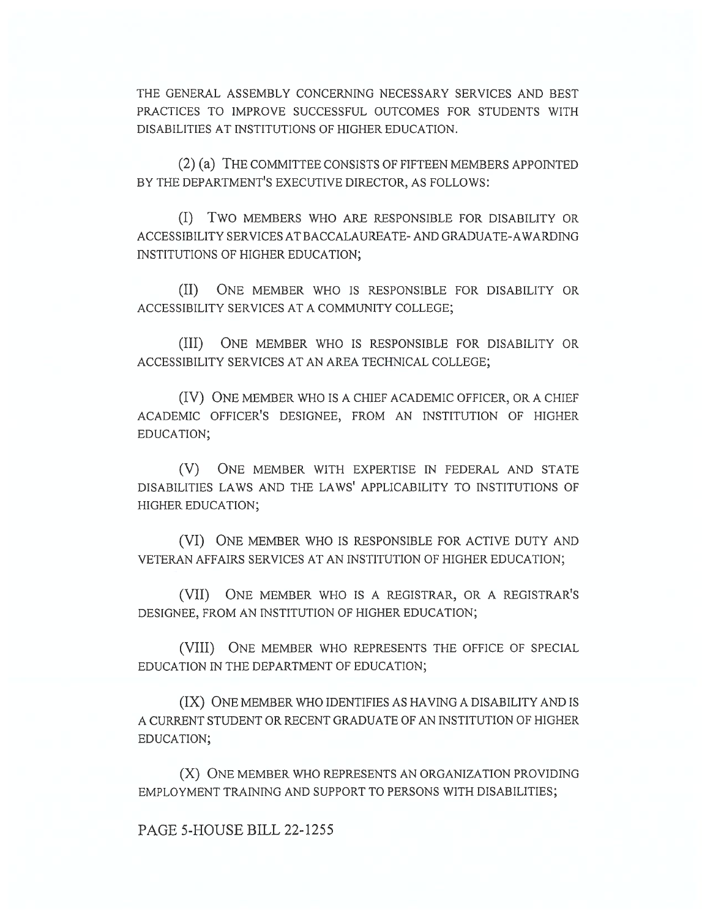THE GENERAL ASSEMBLY CONCERNING NECESSARY SERVICES AND BEST PRACTICES TO IMPROVE SUCCESSFUL OUTCOMES FOR STUDENTS WITH DISABILITIES AT INSTITUTIONS OF HIGHER EDUCATION.

(2) (a) THE COMMITTEE CONSISTS OF FIFTEEN MEMBERS APPOINTED BY THE DEPARTMENT'S EXECUTIVE DIRECTOR, AS FOLLOWS:

(I) TWO MEMBERS WHO ARE RESPONSIBLE FOR DISABILITY OR ACCESSIBILITY SERVICES AT BACCALAUREATE- AND GRADUATE-AWARDING INSTITUTIONS OF HIGHER EDUCATION;

(II) ONE MEMBER WHO IS RESPONSIBLE FOR DISABILITY OR ACCESSIBILITY SERVICES AT A COMMUNITY COLLEGE;

(III) ONE MEMBER WHO IS RESPONSIBLE FOR DISABILITY OR ACCESSIBILITY SERVICES AT AN AREA TECHNICAL COLLEGE;

(IV) ONE MEMBER WHO IS A CHIEF ACADEMIC OFFICER, OR A CHIEF ACADEMIC OFFICER'S DESIGNEE, FROM AN INSTITUTION OF HIGHER EDUCATION;

(V) ONE MEMBER WITH EXPERTISE IN FEDERAL AND STATE DISABILITIES LAWS AND THE LAWS' APPLICABILITY TO INSTITUTIONS OF HIGHER EDUCATION;

(VI) ONE MEMBER WHO IS RESPONSIBLE FOR ACTIVE DUTY AND VETERAN AFFAIRS SERVICES AT AN INSTITUTION OF HIGHER EDUCATION;

(VII) ONE MEMBER WHO IS A REGISTRAR, OR A REGISTRAR'S DESIGNEE, FROM AN INSTITUTION OF HIGHER EDUCATION;

(VIII) ONE MEMBER WHO REPRESENTS THE OFFICE OF SPECIAL EDUCATION IN THE DEPARTMENT OF EDUCATION;

(IX) ONE MEMBER WHO IDENTIFIES AS HAVING A DISABILITY AND IS A CURRENT STUDENT OR RECENT GRADUATE OF AN INSTITUTION OF HIGHER EDUCATION;

(X) ONE MEMBER WHO REPRESENTS AN ORGANIZATION PROVIDING EMPLOYMENT TRAINING AND SUPPORT TO PERSONS WITH DISABILITIES;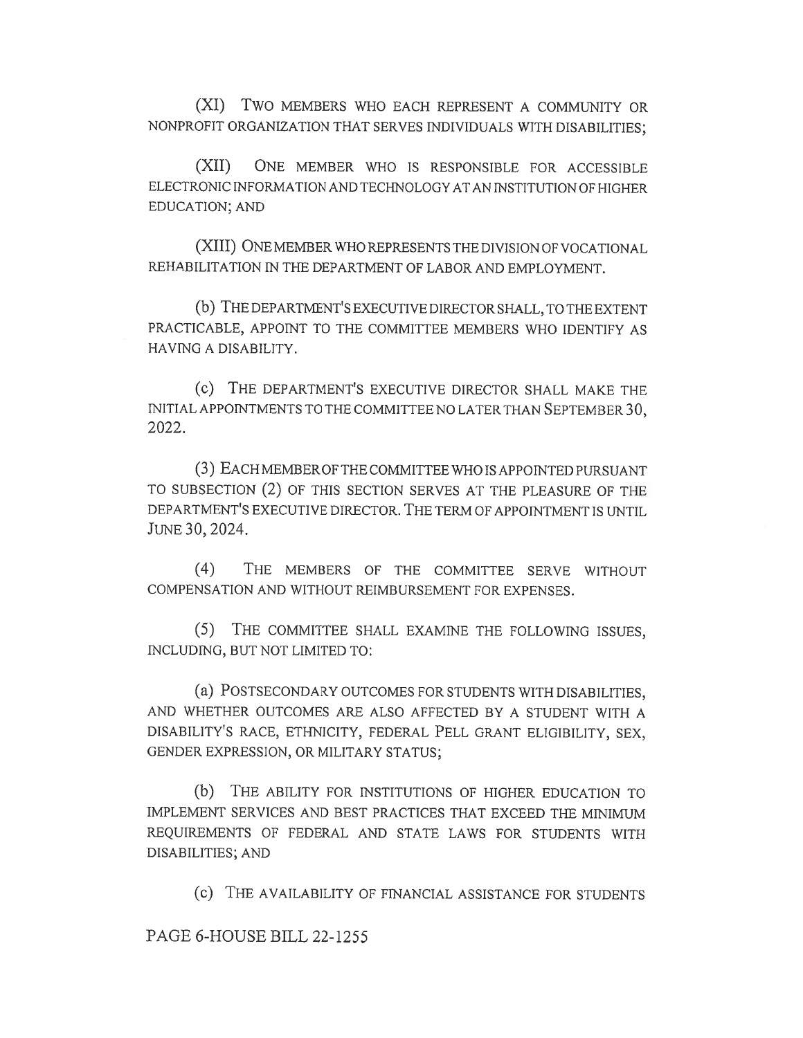(XI) TWO MEMBERS WHO EACH REPRESENT A COMMUNITY OR NONPROFIT ORGANIZATION THAT SERVES INDIVIDUALS WITH DISABILITIES;

(XII) ONE MEMBER WHO IS RESPONSIBLE FOR ACCESSIBLE ELECTRONIC INFORMATION AND TECHNOLOGY AT AN INSTITUTION OF HIGHER EDUCATION; AND

(XIII) ONE MEMBER WHO REPRESENTS THE DIVISION OF VOCATIONAL REHABILITATION IN THE DEPARTMENT OF LABOR AND EMPLOYMENT.

(b) THE DEPARTMENT'S EXECUTIVE DIRECTOR SHALL, TO THE EXTENT PRACTICABLE, APPOINT TO THE COMMITTEE MEMBERS WHO IDENTIFY AS HAVING A DISABILITY.

(c) THE DEPARTMENT'S EXECUTIVE DIRECTOR SHALL MAKE THE INITIAL APPOINTMENTS TO THE COMMITTEE NO LATER THAN SEPTEMBER 30, 2022.

(3) EACH MEMBER OF THE COMMITTEE WHO IS APPOINTED PURSUANT TO SUBSECTION (2) OF THIS SECTION SERVES AT THE PLEASURE OF THE DEPARTMENT'S EXECUTIVE DIRECTOR. THE TERM OF APPOINTMENT IS UNTIL JUNE 30, 2024.

(4) THE MEMBERS OF THE COMMITTEE SERVE WITHOUT COMPENSATION AND WITHOUT REIMBURSEMENT FOR EXPENSES.

(5) THE COMMITTEE SHALL EXAMINE THE FOLLOWING ISSUES, INCLUDING, BUT NOT LIMITED TO:

(a) POSTSECONDARY OUTCOMES FOR STUDENTS WITH DISABILITIES, AND WHETHER OUTCOMES ARE ALSO AFFECTED BY A STUDENT WITH A DISABILITY'S RACE, ETHNICITY, FEDERAL PELL GRANT ELIGIBILITY, SEX, GENDER EXPRESSION, OR MILITARY STATUS;

(b) THE ABILITY FOR INSTITUTIONS OF HIGHER EDUCATION TO IMPLEMENT SERVICES AND BEST PRACTICES THAT EXCEED THE MINIMUM REQUIREMENTS OF FEDERAL AND STATE LAWS FOR STUDENTS WITH DISABILITIES; AND

(c) THE AVAILABILITY OF FINANCIAL ASSISTANCE FOR STUDENTS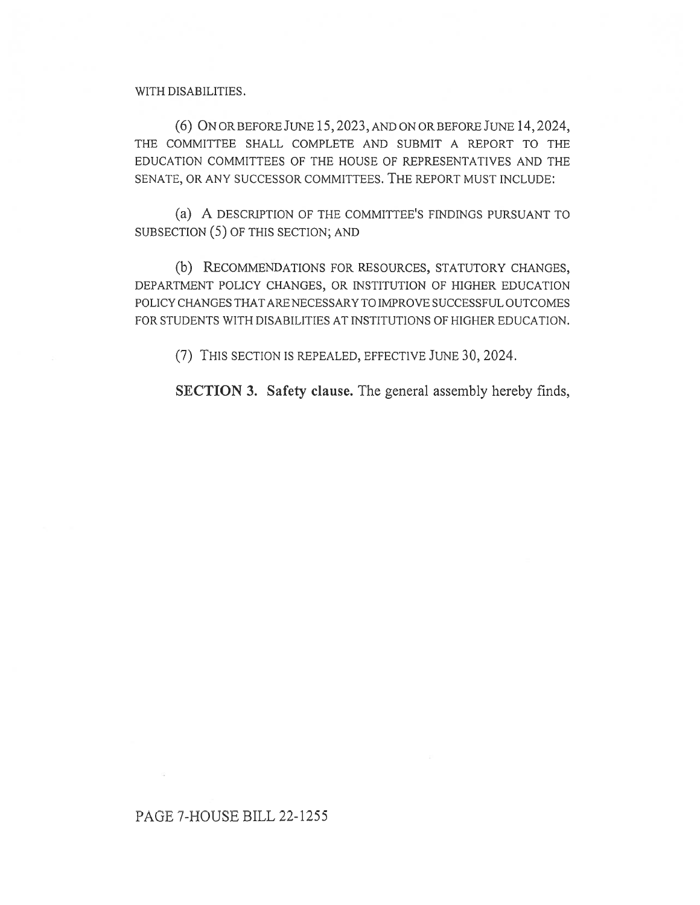WITH DISABILITIES.

(6) ON OR BEFORE JUNE 15, 2023, AND ON OR BEFORE JUNE 14, 2024, THE COMMITTEE SHALL COMPLETE AND SUBMIT A REPORT TO THE EDUCATION COMMITTEES OF THE HOUSE OF REPRESENTATIVES AND THE SENATE, OR ANY SUCCESSOR COMMITTEES. THE REPORT MUST INCLUDE:

(a) A DESCRIPTION OF THE COMMITTEE'S FINDINGS PURSUANT TO SUBSECTION (5) OF THIS SECTION; AND

(b) RECOMMENDATIONS FOR RESOURCES, STATUTORY CHANGES, DEPARTMENT POLICY CHANGES, OR INSTITUTION OF HIGHER EDUCATION POLICY CHANGES THAT ARE NECESSARY TO IMPROVE SUCCESSFUL OUTCOMES FOR STUDENTS WITH DISABILITIES AT INSTITUTIONS OF HIGHER EDUCATION.

(7) THIS SECTION IS REPEALED, EFFECTIVE JUNE 30, 2024.

**SECTION 3. Safety clause.** The general assembly hereby finds,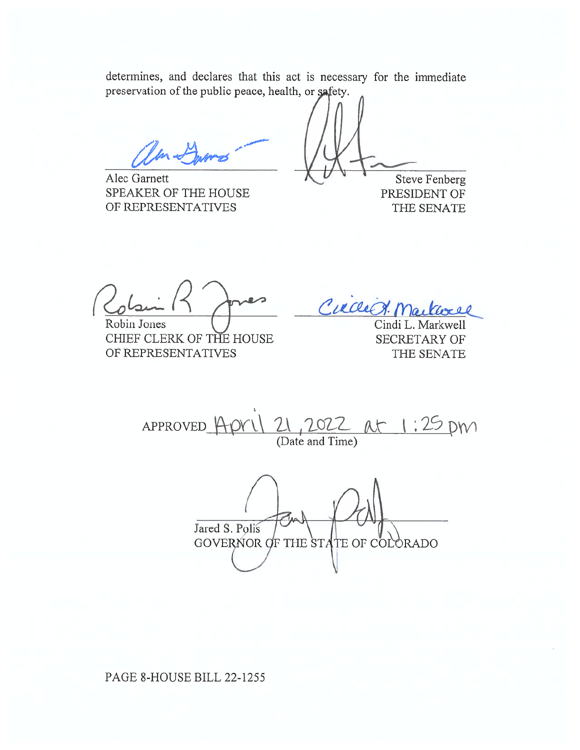determines, and declares that this act is necessary for the immediate preservation of the public peace, health, or safety.

Alec Garnett
SPEAKER OF THE HOUSE
OF REPRESENTATIVES

Steve Fenberg
PRESIDENT OF
THE SENATE

Robin Jones
CHIEF CLERK OF THE HOUSE
OF REPRESENTATIVES

Cindi L. Markwell
SECRETARY OF
THE SENATE

APPROVED April 21, 2022 at 1:25 pm
(Date and Time)

Jared S. Polis
GOVERNOR OF THE STATE OF COLORADO

PAGE 8-HOUSE BILL 22-1255